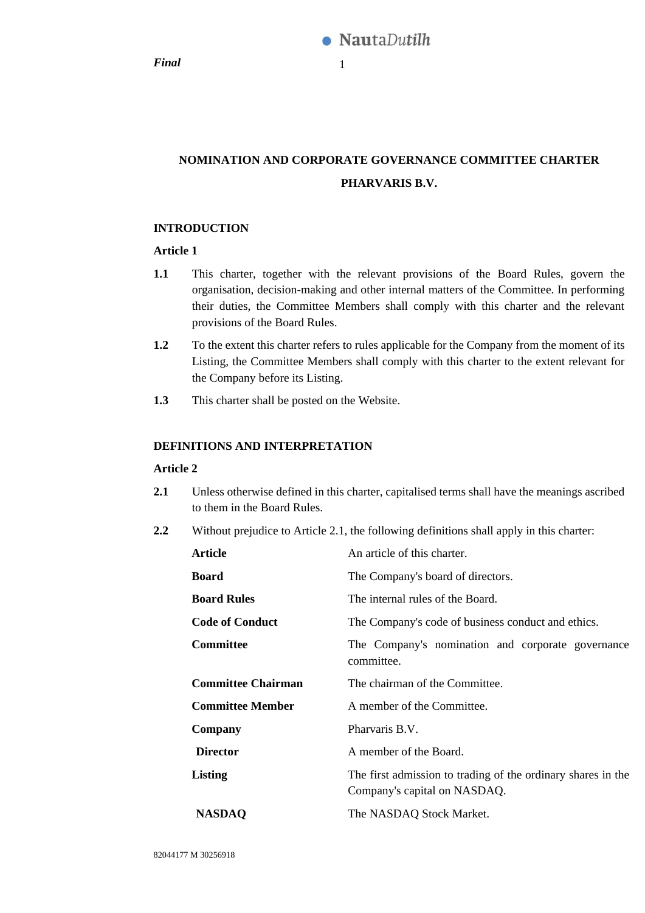*Final*

# NOMINATION AND CORPORATE GOVERNANCE COMMITTEE CHARTER

# PHARVARIS B.V.

## INTRODUCTION

### Article 1

**1.1** This charter, together with the relevant provisions of the Board Rules, govern the organisation, decision-making and other internal matters of the Committee. In performing their duties, the Committee Members shall comply with this charter and the relevant provisions of the Board Rules.

**1.2** To the extent this charter refers to rules applicable for the Company from the moment of its Listing, the Committee Members shall comply with this charter to the extent relevant for the Company before its Listing.

**1.3** This charter shall be posted on the Website.

## DEFINITIONS AND INTERPRETATION

### Article 2

**2.1** Unless otherwise defined in this charter, capitalised terms shall have the meanings ascribed to them in the Board Rules.

**2.2** Without prejudice to Article 2.1, the following definitions shall apply in this charter:

| | |
|---|---|
| **Article** | An article of this charter. |
| **Board** | The Company's board of directors. |
| **Board Rules** | The internal rules of the Board. |
| **Code of Conduct** | The Company's code of business conduct and ethics. |
| **Committee** | The Company's nomination and corporate governance committee. |
| **Committee Chairman** | The chairman of the Committee. |
| **Committee Member** | A member of the Committee. |
| **Company** | Pharvaris B.V. |
| **Director** | A member of the Board. |
| **Listing** | The first admission to trading of the ordinary shares in the Company's capital on NASDAQ. |
| **NASDAQ** | The NASDAQ Stock Market. |

82044177 M 30256918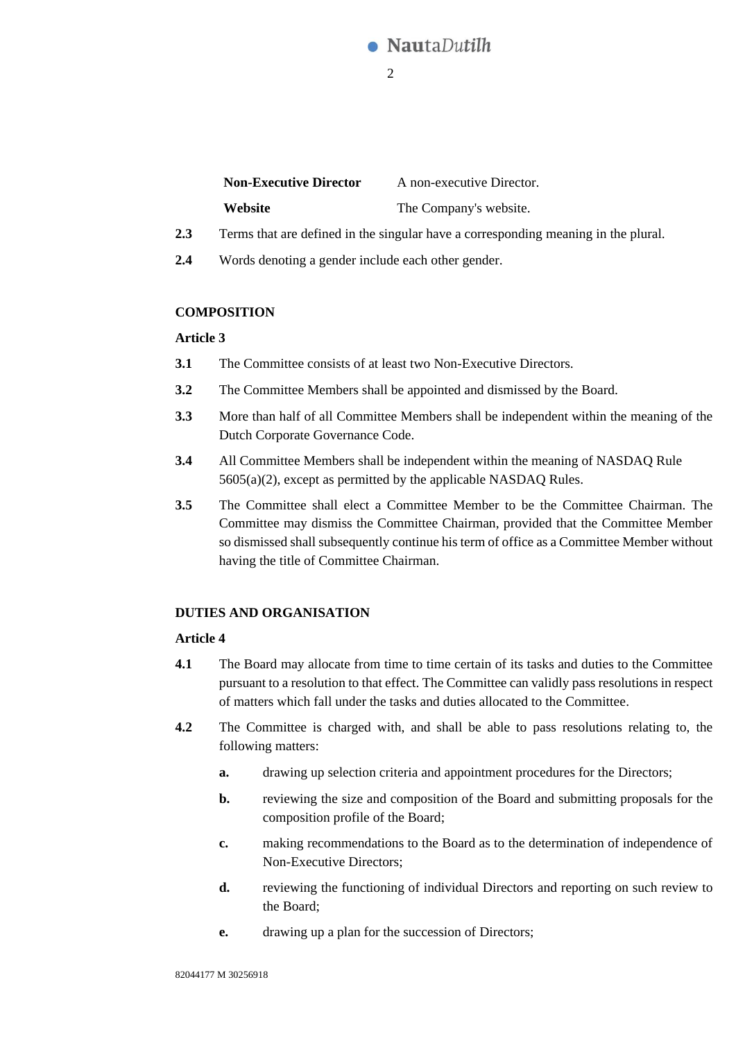| | |
|---|---|
| **Non-Executive Director** | A non-executive Director. |
| **Website** | The Company's website. |

**2.3** Terms that are defined in the singular have a corresponding meaning in the plural.

**2.4** Words denoting a gender include each other gender.

**COMPOSITION**

**Article 3**

**3.1** The Committee consists of at least two Non-Executive Directors.

**3.2** The Committee Members shall be appointed and dismissed by the Board.

**3.3** More than half of all Committee Members shall be independent within the meaning of the Dutch Corporate Governance Code.

**3.4** All Committee Members shall be independent within the meaning of NASDAQ Rule 5605(a)(2), except as permitted by the applicable NASDAQ Rules.

**3.5** The Committee shall elect a Committee Member to be the Committee Chairman. The Committee may dismiss the Committee Chairman, provided that the Committee Member so dismissed shall subsequently continue his term of office as a Committee Member without having the title of Committee Chairman.

**DUTIES AND ORGANISATION**

**Article 4**

**4.1** The Board may allocate from time to time certain of its tasks and duties to the Committee pursuant to a resolution to that effect. The Committee can validly pass resolutions in respect of matters which fall under the tasks and duties allocated to the Committee.

**4.2** The Committee is charged with, and shall be able to pass resolutions relating to, the following matters:

**a.** drawing up selection criteria and appointment procedures for the Directors;

**b.** reviewing the size and composition of the Board and submitting proposals for the composition profile of the Board;

**c.** making recommendations to the Board as to the determination of independence of Non-Executive Directors;

**d.** reviewing the functioning of individual Directors and reporting on such review to the Board;

**e.** drawing up a plan for the succession of Directors;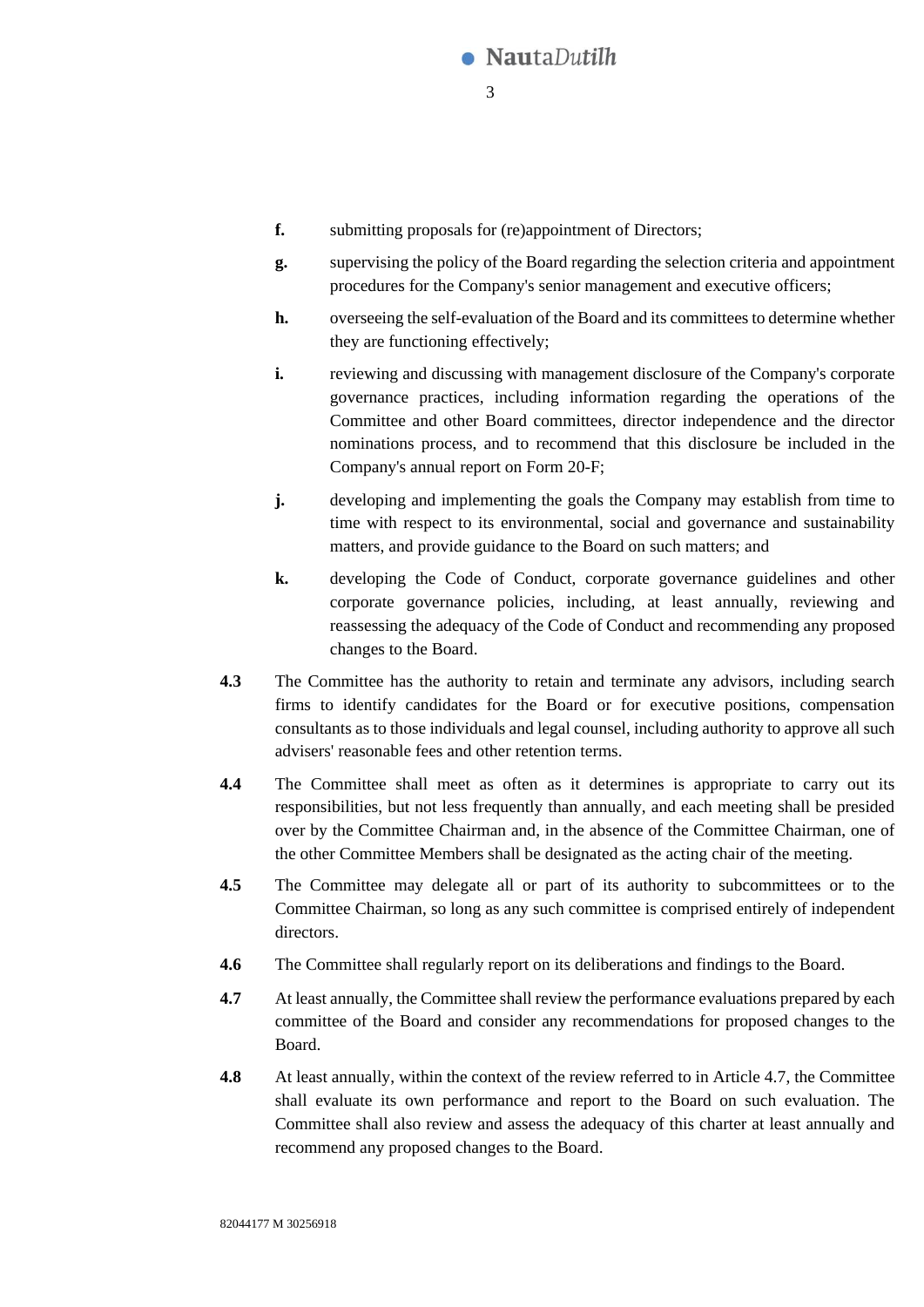**f.** submitting proposals for (re)appointment of Directors;

**g.** supervising the policy of the Board regarding the selection criteria and appointment procedures for the Company's senior management and executive officers;

**h.** overseeing the self-evaluation of the Board and its committees to determine whether they are functioning effectively;

**i.** reviewing and discussing with management disclosure of the Company's corporate governance practices, including information regarding the operations of the Committee and other Board committees, director independence and the director nominations process, and to recommend that this disclosure be included in the Company's annual report on Form 20-F;

**j.** developing and implementing the goals the Company may establish from time to time with respect to its environmental, social and governance and sustainability matters, and provide guidance to the Board on such matters; and

**k.** developing the Code of Conduct, corporate governance guidelines and other corporate governance policies, including, at least annually, reviewing and reassessing the adequacy of the Code of Conduct and recommending any proposed changes to the Board.

**4.3** The Committee has the authority to retain and terminate any advisors, including search firms to identify candidates for the Board or for executive positions, compensation consultants as to those individuals and legal counsel, including authority to approve all such advisers' reasonable fees and other retention terms.

**4.4** The Committee shall meet as often as it determines is appropriate to carry out its responsibilities, but not less frequently than annually, and each meeting shall be presided over by the Committee Chairman and, in the absence of the Committee Chairman, one of the other Committee Members shall be designated as the acting chair of the meeting.

**4.5** The Committee may delegate all or part of its authority to subcommittees or to the Committee Chairman, so long as any such committee is comprised entirely of independent directors.

**4.6** The Committee shall regularly report on its deliberations and findings to the Board.

**4.7** At least annually, the Committee shall review the performance evaluations prepared by each committee of the Board and consider any recommendations for proposed changes to the Board.

**4.8** At least annually, within the context of the review referred to in Article 4.7, the Committee shall evaluate its own performance and report to the Board on such evaluation. The Committee shall also review and assess the adequacy of this charter at least annually and recommend any proposed changes to the Board.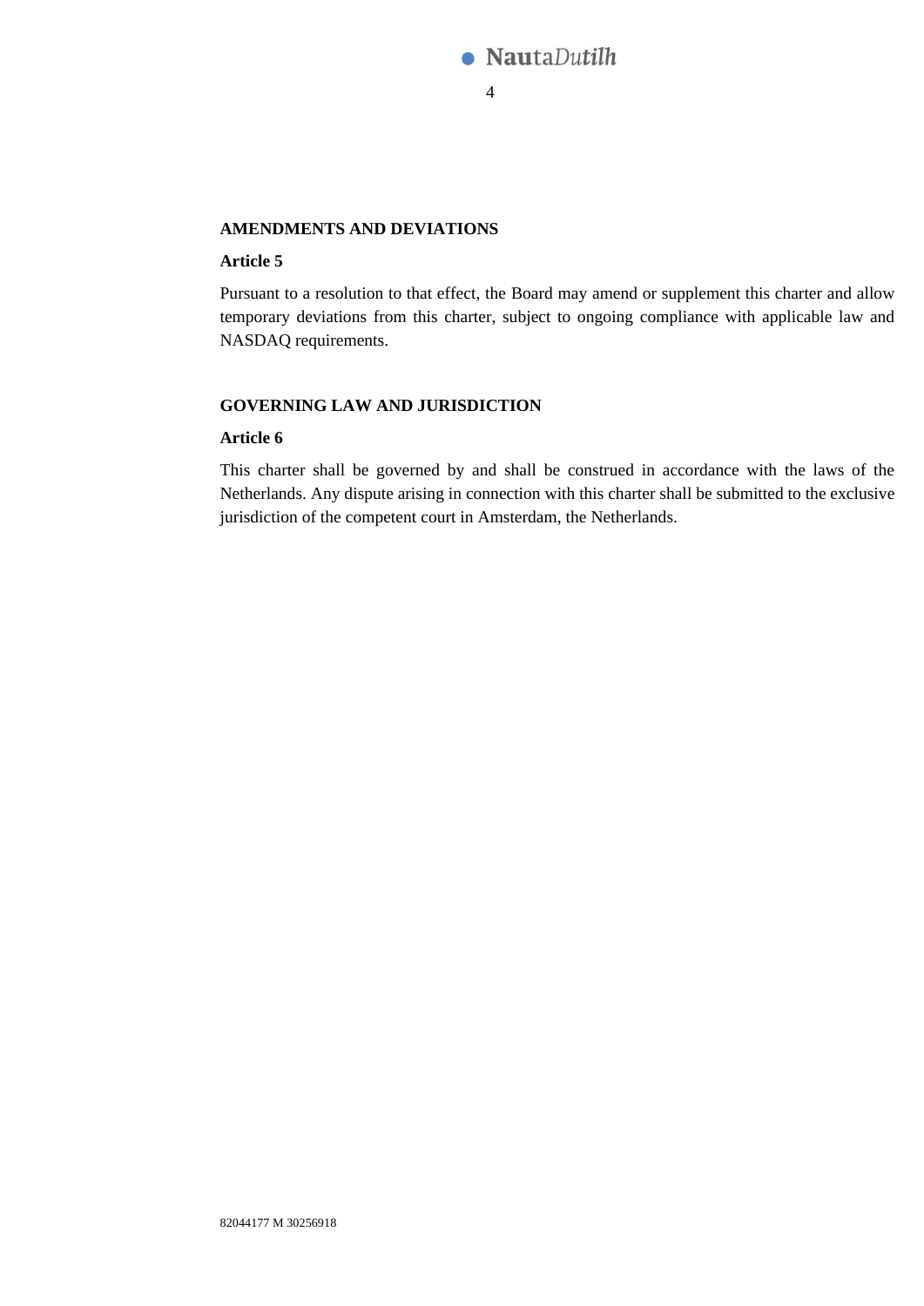**AMENDMENTS AND DEVIATIONS**

**Article 5**

Pursuant to a resolution to that effect, the Board may amend or supplement this charter and allow temporary deviations from this charter, subject to ongoing compliance with applicable law and NASDAQ requirements.

**GOVERNING LAW AND JURISDICTION**

**Article 6**

This charter shall be governed by and shall be construed in accordance with the laws of the Netherlands. Any dispute arising in connection with this charter shall be submitted to the exclusive jurisdiction of the competent court in Amsterdam, the Netherlands.